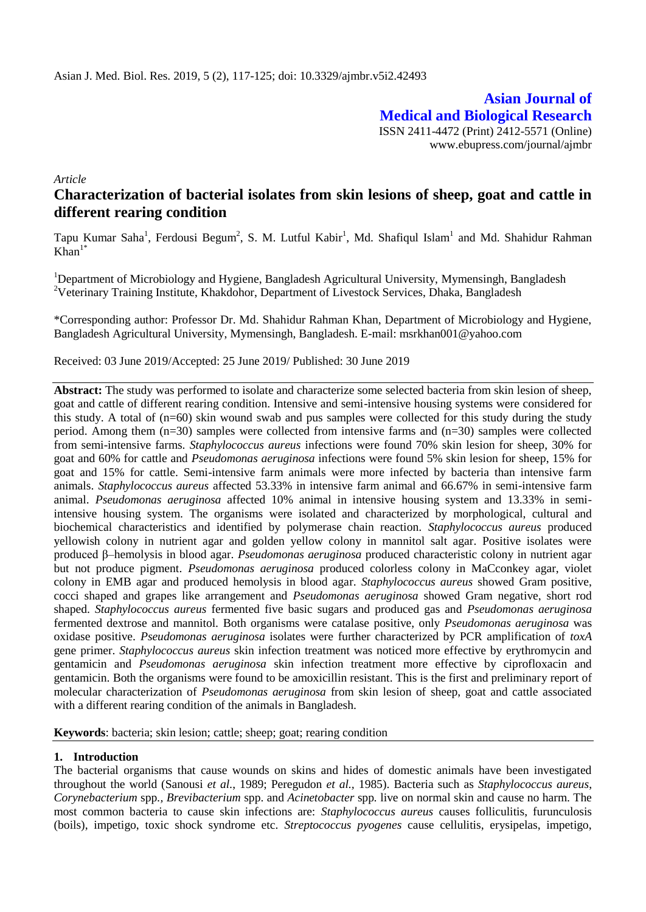Asian J. Med. Biol. Res. 2019, 5 (2), 117-125; doi: 10.3329/ajmbr.v5i2.42493

**Asian Journal of Medical and Biological Research**
ISSN 2411-4472 (Print) 2412-5571 (Online)
www.ebupress.com/journal/ajmbr

*Article*

# Characterization of bacterial isolates from skin lesions of sheep, goat and cattle in different rearing condition

Tapu Kumar Saha[1], Ferdousi Begum[2], S. M. Lutful Kabir[1], Md. Shafiqul Islam[1] and Md. Shahidur Rahman Khan[1*]

[1]Department of Microbiology and Hygiene, Bangladesh Agricultural University, Mymensingh, Bangladesh
[2]Veterinary Training Institute, Khakdohor, Department of Livestock Services, Dhaka, Bangladesh

*Corresponding author: Professor Dr. Md. Shahidur Rahman Khan, Department of Microbiology and Hygiene, Bangladesh Agricultural University, Mymensingh, Bangladesh. E-mail: msrkhan001@yahoo.com

Received: 03 June 2019/Accepted: 25 June 2019/ Published: 30 June 2019

**Abstract:** The study was performed to isolate and characterize some selected bacteria from skin lesion of sheep, goat and cattle of different rearing condition. Intensive and semi-intensive housing systems were considered for this study. A total of (n=60) skin wound swab and pus samples were collected for this study during the study period. Among them (n=30) samples were collected from intensive farms and (n=30) samples were collected from semi-intensive farms. *Staphylococcus aureus* infections were found 70% skin lesion for sheep, 30% for goat and 60% for cattle and *Pseudomonas aeruginosa* infections were found 5% skin lesion for sheep, 15% for goat and 15% for cattle. Semi-intensive farm animals were more infected by bacteria than intensive farm animals. *Staphylococcus aureus* affected 53.33% in intensive farm animal and 66.67% in semi-intensive farm animal. *Pseudomonas aeruginosa* affected 10% animal in intensive housing system and 13.33% in semi-intensive housing system. The organisms were isolated and characterized by morphological, cultural and biochemical characteristics and identified by polymerase chain reaction. *Staphylococcus aureus* produced yellowish colony in nutrient agar and golden yellow colony in mannitol salt agar. Positive isolates were produced β–hemolysis in blood agar. *Pseudomonas aeruginosa* produced characteristic colony in nutrient agar but not produce pigment. *Pseudomonas aeruginosa* produced colorless colony by MaCconkey agar, violet colony in EMB agar and produced hemolysis in blood agar. *Staphylococcus aureus* showed Gram positive, cocci shaped and grapes like arrangement and *Pseudomonas aeruginosa* showed Gram negative, short rod shaped. *Staphylococcus aureus* fermented five basic sugars and produced gas and *Pseudomonas aeruginosa* fermented dextrose and mannitol. Both organisms were catalase positive, only *Pseudomonas aeruginosa* was oxidase positive. *Pseudomonas aeruginosa* isolates were further characterized by PCR amplification of *toxA* gene primer. *Staphylococcus aureus* skin infection treatment was noticed more effective by erythromycin and gentamicin and *Pseudomonas aeruginosa* skin infection treatment more effective by ciprofloxacin and gentamicin. Both the organisms were found to be amoxicillin resistant. This is the first and preliminary report of molecular characterization of *Pseudomonas aeruginosa* from skin lesion of sheep, goat and cattle associated with a different rearing condition of the animals in Bangladesh.

**Keywords**: bacteria; skin lesion; cattle; sheep; goat; rearing condition

## 1. Introduction

The bacterial organisms that cause wounds on skins and hides of domestic animals have been investigated throughout the world (Sanousi *et al.,* 1989; Peregudon *et al.,* 1985). Bacteria such as *Staphylococcus aureus*, *Corynebacterium* spp*., Brevibacterium* spp. and *Acinetobacter* spp*.* live on normal skin and cause no harm. The most common bacteria to cause skin infections are: *Staphylococcus aureus* causes folliculitis, furunculosis (boils), impetigo, toxic shock syndrome etc. *Streptococcus pyogenes* cause cellulitis, erysipelas, impetigo,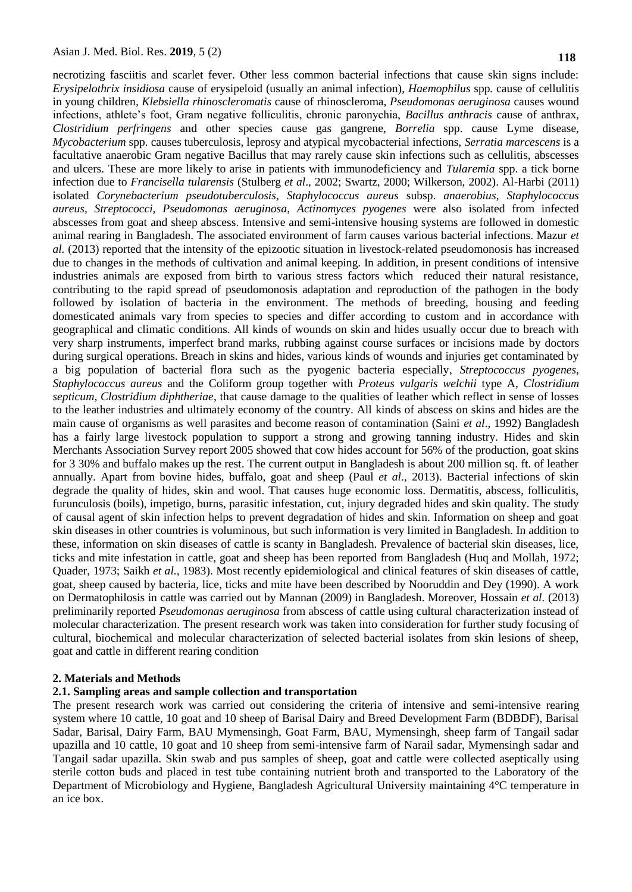necrotizing fasciitis and scarlet fever. Other less common bacterial infections that cause skin signs include: *Erysipelothrix insidiosa* cause of erysipeloid (usually an animal infection), *Haemophilus* spp*.* cause of cellulitis in young children, *Klebsiella rhinoscleromatis* cause of rhinoscleroma, *Pseudomonas aeruginosa* causes wound infections, athlete's foot, Gram negative folliculitis, chronic paronychia, *Bacillus anthracis* cause of anthrax, *Clostridium perfringens* and other species cause gas gangrene, *Borrelia* spp. cause Lyme disease, *Mycobacterium* spp*.* causes tuberculosis, leprosy and atypical mycobacterial infections, *Serratia marcescens* is a facultative anaerobic Gram negative Bacillus that may rarely cause skin infections such as cellulitis, abscesses and ulcers. These are more likely to arise in patients with immunodeficiency and *Tularemia* spp. a tick borne infection due to *Francisella tularensis* (Stulberg *et al*., 2002; Swartz, 2000; Wilkerson, 2002). Al-Harbi (2011) isolated *Corynebacterium pseudotuberculosis*, *Staphylococcus aureus* subsp. *anaerobius*, *Staphylococcus aureus*, *Streptococci*, *Pseudomonas aeruginosa*, *Actinomyces pyogenes* were also isolated from infected abscesses from goat and sheep abscess. Intensive and semi-intensive housing systems are followed in domestic animal rearing in Bangladesh. The associated environment of farm causes various bacterial infections. Mazur *et al.* (2013) reported that the intensity of the epizootic situation in livestock-related pseudomonosis has increased due to changes in the methods of cultivation and animal keeping. In addition, in present conditions of intensive industries animals are exposed from birth to various stress factors which reduced their natural resistance, contributing to the rapid spread of pseudomonosis adaptation and reproduction of the pathogen in the body followed by isolation of bacteria in the environment. The methods of breeding, housing and feeding domesticated animals vary from species to species and differ according to custom and in accordance with geographical and climatic conditions. All kinds of wounds on skin and hides usually occur due to breach with very sharp instruments, imperfect brand marks, rubbing against course surfaces or incisions made by doctors during surgical operations. Breach in skins and hides, various kinds of wounds and injuries get contaminated by a big population of bacterial flora such as the pyogenic bacteria especially, *Streptococcus pyogenes*, *Staphylococcus aureus* and the Coliform group together with *Proteus vulgaris welchii* type A, *Clostridium septicum, Clostridium diphtheriae*, that cause damage to the qualities of leather which reflect in sense of losses to the leather industries and ultimately economy of the country. All kinds of abscess on skins and hides are the main cause of organisms as well parasites and become reason of contamination (Saini *et al*., 1992) Bangladesh has a fairly large livestock population to support a strong and growing tanning industry. Hides and skin Merchants Association Survey report 2005 showed that cow hides account for 56% of the production, goat skins for 3 30% and buffalo makes up the rest. The current output in Bangladesh is about 200 million sq. ft. of leather annually. Apart from bovine hides, buffalo, goat and sheep (Paul *et al*., 2013). Bacterial infections of skin degrade the quality of hides, skin and wool. That causes huge economic loss. Dermatitis, abscess, folliculitis, furunculosis (boils), impetigo, burns, parasitic infestation, cut, injury degraded hides and skin quality. The study of causal agent of skin infection helps to prevent degradation of hides and skin. Information on sheep and goat skin diseases in other countries is voluminous, but such information is very limited in Bangladesh. In addition to these, information on skin diseases of cattle is scanty in Bangladesh. Prevalence of bacterial skin diseases, lice, ticks and mite infestation in cattle, goat and sheep has been reported from Bangladesh (Huq and Mollah, 1972; Quader, 1973; Saikh *et al.*, 1983). Most recently epidemiological and clinical features of skin diseases of cattle, goat, sheep caused by bacteria, lice, ticks and mite have been described by Nooruddin and Dey (1990). A work on Dermatophilosis in cattle was carried out by Mannan (2009) in Bangladesh. Moreover, Hossain *et al.* (2013) preliminarily reported *Pseudomonas aeruginosa* from abscess of cattle using cultural characterization instead of molecular characterization. The present research work was taken into consideration for further study focusing of cultural, biochemical and molecular characterization of selected bacterial isolates from skin lesions of sheep, goat and cattle in different rearing condition

## 2. Materials and Methods

### 2.1. Sampling areas and sample collection and transportation

The present research work was carried out considering the criteria of intensive and semi-intensive rearing system where 10 cattle, 10 goat and 10 sheep of Barisal Dairy and Breed Development Farm (BDBDF), Barisal Sadar, Barisal, Dairy Farm, BAU Mymensingh, Goat Farm, BAU, Mymensingh, sheep farm of Tangail sadar upazilla and 10 cattle, 10 goat and 10 sheep from semi-intensive farm of Narail sadar, Mymensingh sadar and Tangail sadar upazilla. Skin swab and pus samples of sheep, goat and cattle were collected aseptically using sterile cotton buds and placed in test tube containing nutrient broth and transported to the Laboratory of the Department of Microbiology and Hygiene, Bangladesh Agricultural University maintaining 4°C temperature in an ice box.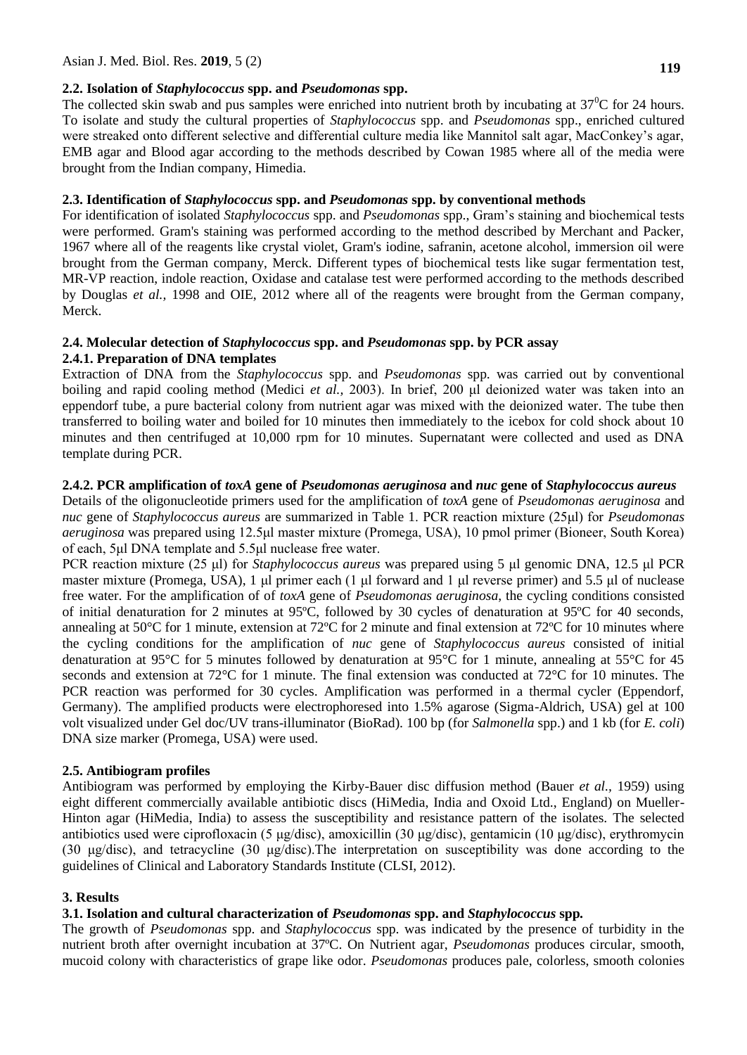## 2.2. Isolation of *Staphylococcus* spp. and *Pseudomonas* spp.

The collected skin swab and pus samples were enriched into nutrient broth by incubating at $37^0$C for 24 hours. To isolate and study the cultural properties of *Staphylococcus* spp. and *Pseudomonas* spp., enriched cultured were streaked onto different selective and differential culture media like Mannitol salt agar, MacConkey's agar, EMB agar and Blood agar according to the methods described by Cowan 1985 where all of the media were brought from the Indian company, Himedia.

## 2.3. Identification of *Staphylococcus* spp. and *Pseudomonas* spp. by conventional methods

For identification of isolated *Staphylococcus* spp. and *Pseudomonas* spp., Gram's staining and biochemical tests were performed. Gram's staining was performed according to the method described by Merchant and Packer, 1967 where all of the reagents like crystal violet, Gram's iodine, safranin, acetone alcohol, immersion oil were brought from the German company, Merck. Different types of biochemical tests like sugar fermentation test, MR-VP reaction, indole reaction, Oxidase and catalase test were performed according to the methods described by Douglas *et al.,* 1998 and OIE, 2012 where all of the reagents were brought from the German company, Merck.

## 2.4. Molecular detection of *Staphylococcus* spp. and *Pseudomonas* spp. by PCR assay

### 2.4.1. Preparation of DNA templates

Extraction of DNA from the *Staphylococcus* spp. and *Pseudomonas* spp. was carried out by conventional boiling and rapid cooling method (Medici *et al.,* 2003). In brief, 200 μl deionized water was taken into an eppendorf tube, a pure bacterial colony from nutrient agar was mixed with the deionized water. The tube then transferred to boiling water and boiled for 10 minutes then immediately to the icebox for cold shock about 10 minutes and then centrifuged at 10,000 rpm for 10 minutes. Supernatant were collected and used as DNA template during PCR.

### 2.4.2. PCR amplification of *toxA* gene of *Pseudomonas aeruginosa* and *nuc* gene of *Staphylococcus aureus*

Details of the oligonucleotide primers used for the amplification of *toxA* gene of *Pseudomonas aeruginosa* and *nuc* gene of *Staphylococcus aureus* are summarized in Table 1. PCR reaction mixture (25μl) for *Pseudomonas aeruginosa* was prepared using 12.5μl master mixture (Promega, USA), 10 pmol primer (Bioneer, South Korea) of each, 5μl DNA template and 5.5μl nuclease free water.

PCR reaction mixture (25 μl) for *Staphylococcus aureus* was prepared using 5 μl genomic DNA, 12.5 μl PCR master mixture (Promega, USA), 1 μl primer each (1 μl forward and 1 μl reverse primer) and 5.5 μl of nuclease free water. For the amplification of of *toxA* gene of *Pseudomonas aeruginosa,* the cycling conditions consisted of initial denaturation for 2 minutes at 95ºC, followed by 30 cycles of denaturation at 95ºC for 40 seconds, annealing at 50°C for 1 minute, extension at 72ºC for 2 minute and final extension at 72ºC for 10 minutes where the cycling conditions for the amplification of *nuc* gene of *Staphylococcus aureus* consisted of initial denaturation at 95°C for 5 minutes followed by denaturation at 95°C for 1 minute, annealing at 55°C for 45 seconds and extension at 72°C for 1 minute. The final extension was conducted at 72°C for 10 minutes. The PCR reaction was performed for 30 cycles. Amplification was performed in a thermal cycler (Eppendorf, Germany). The amplified products were electrophoresed into 1.5% agarose (Sigma-Aldrich, USA) gel at 100 volt visualized under Gel doc/UV trans-illuminator (BioRad). 100 bp (for *Salmonella* spp.) and 1 kb (for *E. coli*) DNA size marker (Promega, USA) were used.

## 2.5. Antibiogram profiles

Antibiogram was performed by employing the Kirby-Bauer disc diffusion method (Bauer *et al.,* 1959) using eight different commercially available antibiotic discs (HiMedia, India and Oxoid Ltd., England) on Mueller-Hinton agar (HiMedia, India) to assess the susceptibility and resistance pattern of the isolates. The selected antibiotics used were ciprofloxacin (5 μg/disc), amoxicillin (30 μg/disc), gentamicin (10 μg/disc), erythromycin (30 μg/disc), and tetracycline (30 μg/disc).The interpretation on susceptibility was done according to the guidelines of Clinical and Laboratory Standards Institute (CLSI, 2012).

# 3. Results

## 3.1. Isolation and cultural characterization of *Pseudomonas* spp. and *Staphylococcus* spp.

The growth of *Pseudomonas* spp. and *Staphylococcus* spp. was indicated by the presence of turbidity in the nutrient broth after overnight incubation at 37ºC. On Nutrient agar, *Pseudomonas* produces circular, smooth, mucoid colony with characteristics of grape like odor. *Pseudomonas* produces pale, colorless, smooth colonies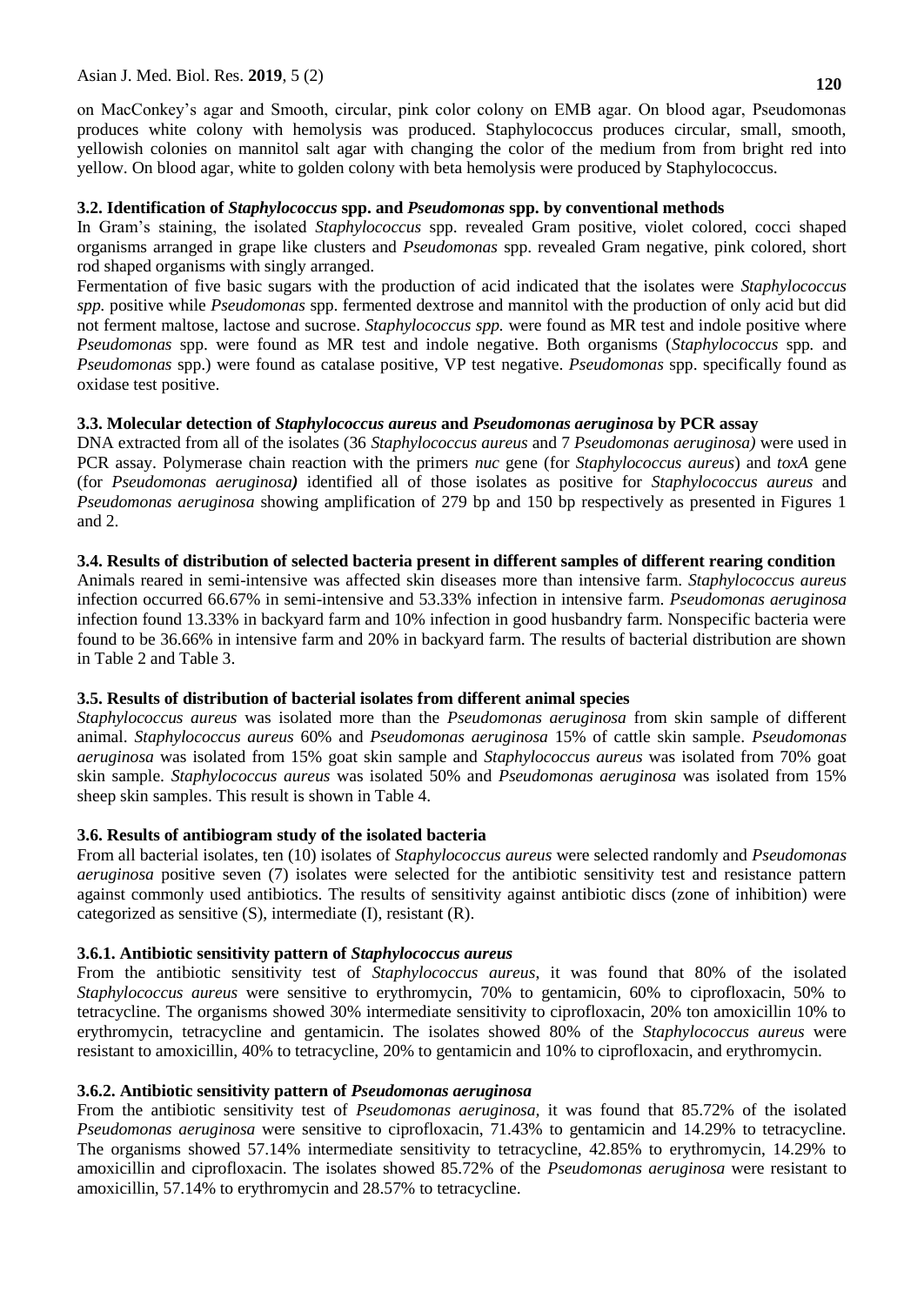on MacConkey's agar and Smooth, circular, pink color colony on EMB agar. On blood agar, Pseudomonas produces white colony with hemolysis was produced. Staphylococcus produces circular, small, smooth, yellowish colonies on mannitol salt agar with changing the color of the medium from from bright red into yellow. On blood agar, white to golden colony with beta hemolysis were produced by Staphylococcus.

### 3.2. Identification of *Staphylococcus* spp. and *Pseudomonas* spp. by conventional methods

In Gram's staining, the isolated *Staphylococcus* spp. revealed Gram positive, violet colored, cocci shaped organisms arranged in grape like clusters and *Pseudomonas* spp. revealed Gram negative, pink colored, short rod shaped organisms with singly arranged.

Fermentation of five basic sugars with the production of acid indicated that the isolates were *Staphylococcus spp.* positive while *Pseudomonas* spp. fermented dextrose and mannitol with the production of only acid but did not ferment maltose, lactose and sucrose. *Staphylococcus spp.* were found as MR test and indole positive where *Pseudomonas* spp. were found as MR test and indole negative. Both organisms (*Staphylococcus* spp. and *Pseudomonas* spp.) were found as catalase positive, VP test negative. *Pseudomonas* spp. specifically found as oxidase test positive.

### 3.3. Molecular detection of *Staphylococcus aureus* and *Pseudomonas aeruginosa* by PCR assay

DNA extracted from all of the isolates (36 *Staphylococcus aureus* and 7 *Pseudomonas aeruginosa)* were used in PCR assay. Polymerase chain reaction with the primers *nuc* gene (for *Staphylococcus aureus*) and *toxA* gene (for *Pseudomonas aeruginosa)* identified all of those isolates as positive for *Staphylococcus aureus* and *Pseudomonas aeruginosa* showing amplification of 279 bp and 150 bp respectively as presented in Figures 1 and 2.

### 3.4. Results of distribution of selected bacteria present in different samples of different rearing condition

Animals reared in semi-intensive was affected skin diseases more than intensive farm. *Staphylococcus aureus* infection occurred 66.67% in semi-intensive and 53.33% infection in intensive farm. *Pseudomonas aeruginosa* infection found 13.33% in backyard farm and 10% infection in good husbandry farm. Nonspecific bacteria were found to be 36.66% in intensive farm and 20% in backyard farm. The results of bacterial distribution are shown in Table 2 and Table 3.

### 3.5. Results of distribution of bacterial isolates from different animal species

*Staphylococcus aureus* was isolated more than the *Pseudomonas aeruginosa* from skin sample of different animal. *Staphylococcus aureus* 60% and *Pseudomonas aeruginosa* 15% of cattle skin sample. *Pseudomonas aeruginosa* was isolated from 15% goat skin sample and *Staphylococcus aureus* was isolated from 70% goat skin sample. *Staphylococcus aureus* was isolated 50% and *Pseudomonas aeruginosa* was isolated from 15% sheep skin samples. This result is shown in Table 4.

### 3.6. Results of antibiogram study of the isolated bacteria

From all bacterial isolates, ten (10) isolates of *Staphylococcus aureus* were selected randomly and *Pseudomonas aeruginosa* positive seven (7) isolates were selected for the antibiotic sensitivity test and resistance pattern against commonly used antibiotics. The results of sensitivity against antibiotic discs (zone of inhibition) were categorized as sensitive (S), intermediate (I), resistant (R).

#### 3.6.1. Antibiotic sensitivity pattern of *Staphylococcus aureus*

From the antibiotic sensitivity test of *Staphylococcus aureus*, it was found that 80% of the isolated *Staphylococcus aureus* were sensitive to erythromycin, 70% to gentamicin, 60% to ciprofloxacin, 50% to tetracycline. The organisms showed 30% intermediate sensitivity to ciprofloxacin, 20% ton amoxicillin 10% to erythromycin, tetracycline and gentamicin. The isolates showed 80% of the *Staphylococcus aureus* were resistant to amoxicillin, 40% to tetracycline, 20% to gentamicin and 10% to ciprofloxacin, and erythromycin.

#### 3.6.2. Antibiotic sensitivity pattern of *Pseudomonas aeruginosa*

From the antibiotic sensitivity test of *Pseudomonas aeruginosa,* it was found that 85.72% of the isolated *Pseudomonas aeruginosa* were sensitive to ciprofloxacin, 71.43% to gentamicin and 14.29% to tetracycline. The organisms showed 57.14% intermediate sensitivity to tetracycline, 42.85% to erythromycin, 14.29% to amoxicillin and ciprofloxacin. The isolates showed 85.72% of the *Pseudomonas aeruginosa* were resistant to amoxicillin, 57.14% to erythromycin and 28.57% to tetracycline.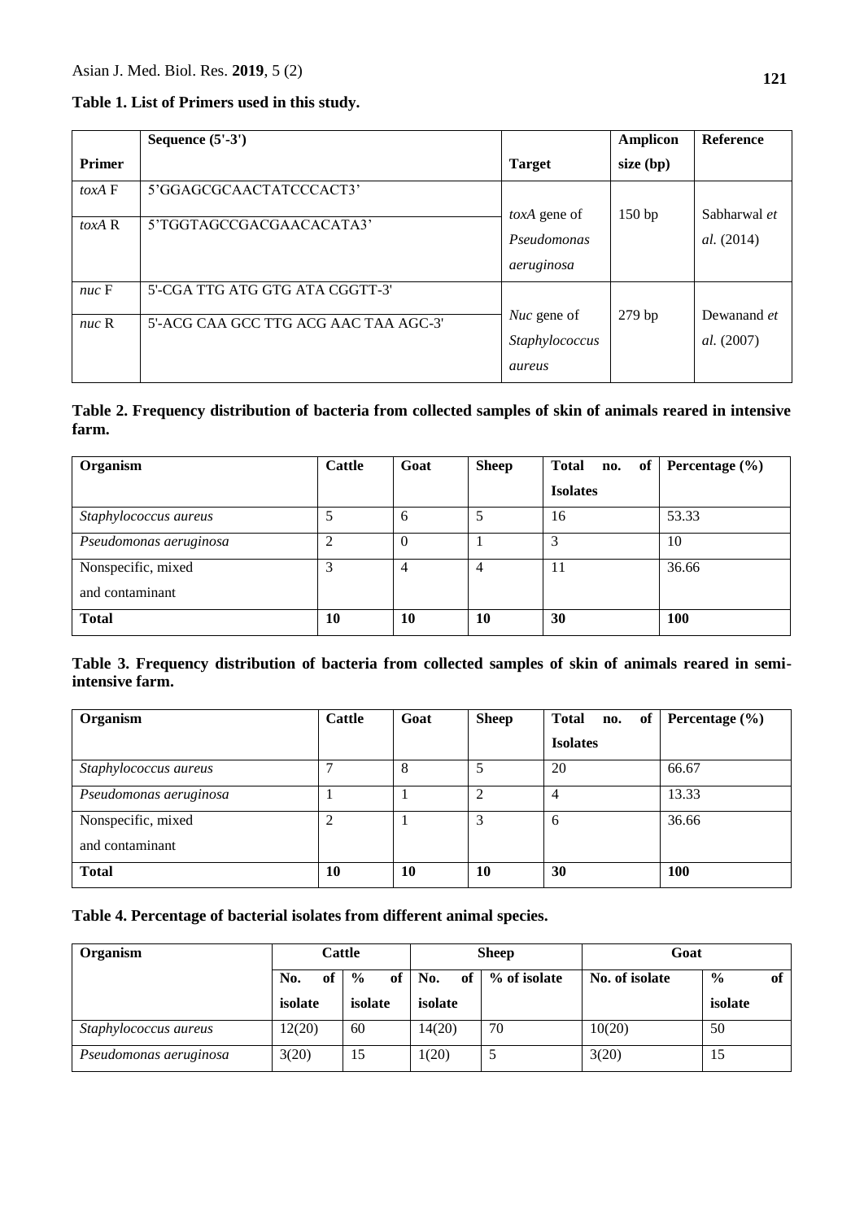**Table 1. List of Primers used in this study.**

| Primer | Sequence (5'-3') | Target | Amplicon size (bp) | Reference |
|---|---|---|---|---|
| *toxA* F | 5'GGAGCGCAACTATCCCACT3' | *toxA* gene of *Pseudomonas aeruginosa* | 150 bp | Sabharwal *et al.* (2014) |
| *toxA* R | 5'TGGTAGCCGACGAACACATA3' | | | |
| *nuc* F | 5'-CGA TTG ATG GTG ATA CGGTT-3' | *Nuc* gene of *Staphylococcus aureus* | 279 bp | Dewanand *et al.* (2007) |
| *nuc* R | 5'-ACG CAA GCC TTG ACG AAC TAA AGC-3' | | | |

**Table 2. Frequency distribution of bacteria from collected samples of skin of animals reared in intensive farm.**

| Organism | Cattle | Goat | Sheep | Total no. of Isolates | Percentage (%) |
|---|---|---|---|---|---|
| *Staphylococcus aureus* | 5 | 6 | 5 | 16 | 53.33 |
| *Pseudomonas aeruginosa* | 2 | 0 | 1 | 3 | 10 |
| Nonspecific, mixed and contaminant | 3 | 4 | 4 | 11 | 36.66 |
| **Total** | **10** | **10** | **10** | **30** | **100** |

**Table 3. Frequency distribution of bacteria from collected samples of skin of animals reared in semi-intensive farm.**

| Organism | Cattle | Goat | Sheep | Total no. of Isolates | Percentage (%) |
|---|---|---|---|---|---|
| *Staphylococcus aureus* | 7 | 8 | 5 | 20 | 66.67 |
| *Pseudomonas aeruginosa* | 1 | 1 | 2 | 4 | 13.33 |
| Nonspecific, mixed and contaminant | 2 | 1 | 3 | 6 | 36.66 |
| **Total** | **10** | **10** | **10** | **30** | **100** |

**Table 4. Percentage of bacterial isolates from different animal species.**

| Organism | Cattle | | Sheep | | Goat | |
|---|---|---|---|---|---|---|
| | No. of isolate | % of isolate | No. of isolate | % of isolate | No. of isolate | % of isolate |
| *Staphylococcus aureus* | 12(20) | 60 | 14(20) | 70 | 10(20) | 50 |
| *Pseudomonas aeruginosa* | 3(20) | 15 | 1(20) | 5 | 3(20) | 15 |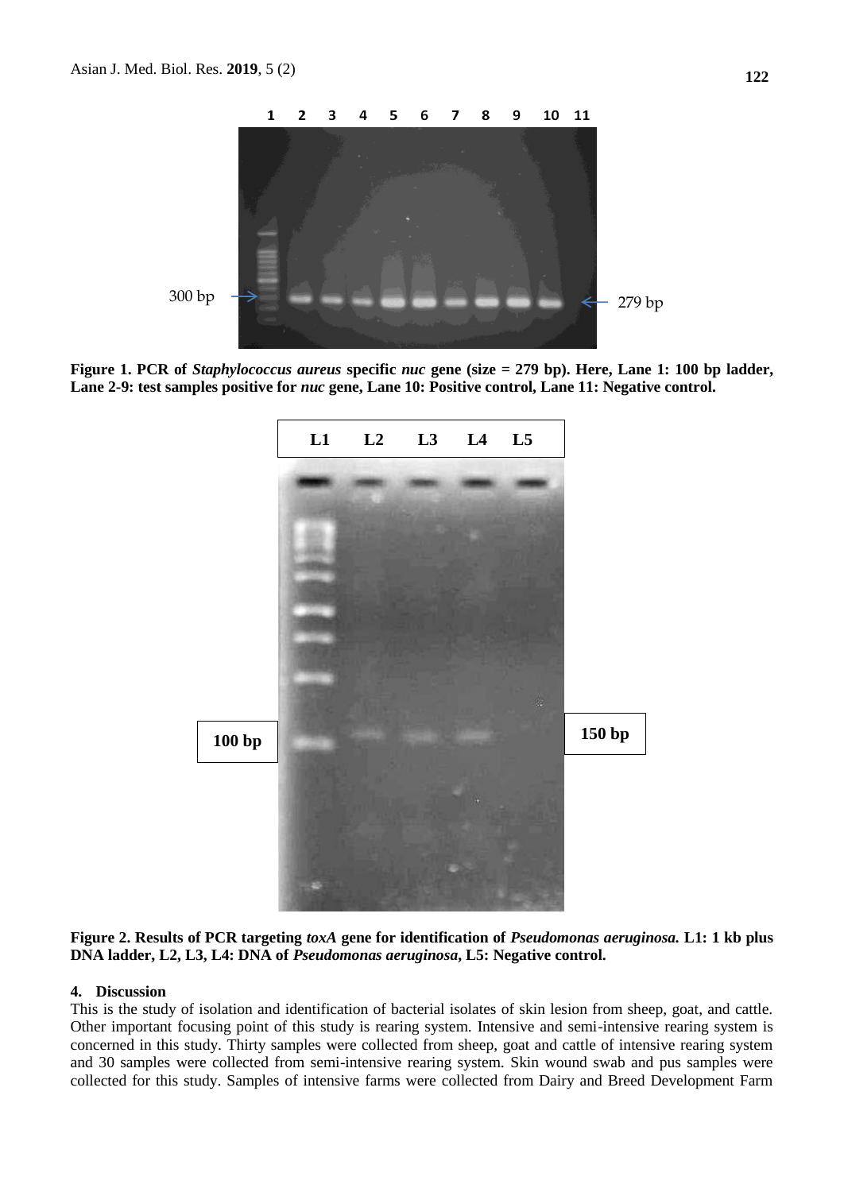**Figure 1. PCR of *Staphylococcus aureus* specific *nuc* gene (size = 279 bp). Here, Lane 1: 100 bp ladder, Lane 2-9: test samples positive for *nuc* gene, Lane 10: Positive control, Lane 11: Negative control.**

**Figure 2. Results of PCR targeting *toxA* gene for identification of *Pseudomonas aeruginosa.* L1: 1 kb plus DNA ladder, L2, L3, L4: DNA of *Pseudomonas aeruginosa*, L5: Negative control.**

## 4. Discussion

This is the study of isolation and identification of bacterial isolates of skin lesion from sheep, goat, and cattle. Other important focusing point of this study is rearing system. Intensive and semi-intensive rearing system is concerned in this study. Thirty samples were collected from sheep, goat and cattle of intensive rearing system and 30 samples were collected from semi-intensive rearing system. Skin wound swab and pus samples were collected for this study. Samples of intensive farms were collected from Dairy and Breed Development Farm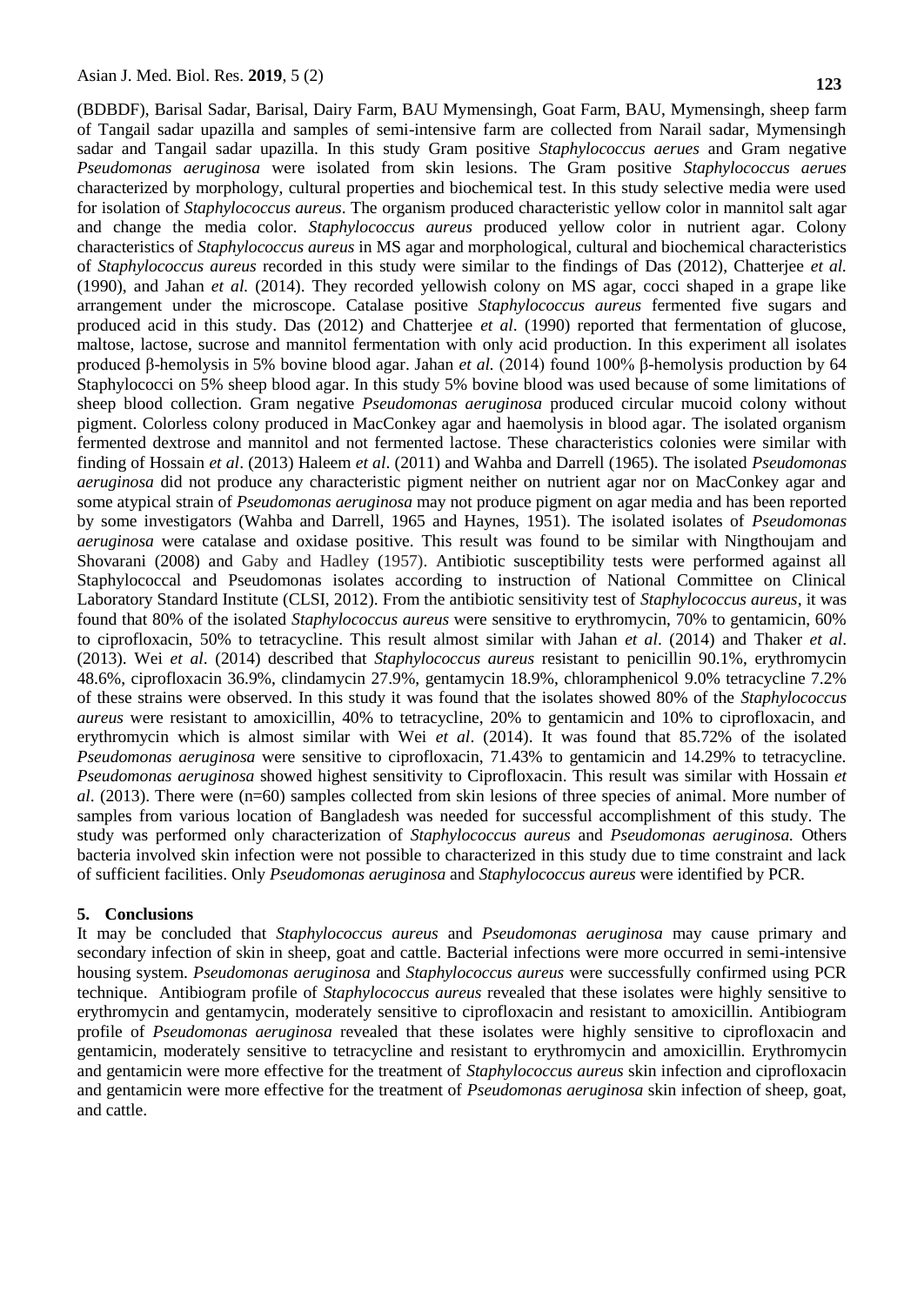(BDBDF), Barisal Sadar, Barisal, Dairy Farm, BAU Mymensingh, Goat Farm, BAU, Mymensingh, sheep farm of Tangail sadar upazilla and samples of semi-intensive farm are collected from Narail sadar, Mymensingh sadar and Tangail sadar upazilla. In this study Gram positive *Staphylococcus aerues* and Gram negative *Pseudomonas aeruginosa* were isolated from skin lesions. The Gram positive *Staphylococcus aerues* characterized by morphology, cultural properties and biochemical test. In this study selective media were used for isolation of *Staphylococcus aureus*. The organism produced characteristic yellow color in mannitol salt agar and change the media color. *Staphylococcus aureus* produced yellow color in nutrient agar. Colony characteristics of *Staphylococcus aureus* in MS agar and morphological, cultural and biochemical characteristics of *Staphylococcus aureus* recorded in this study were similar to the findings of Das (2012), Chatterjee *et al.* (1990), and Jahan *et al.* (2014). They recorded yellowish colony on MS agar, cocci shaped in a grape like arrangement under the microscope. Catalase positive *Staphylococcus aureus* fermented five sugars and produced acid in this study. Das (2012) and Chatterjee *et al*. (1990) reported that fermentation of glucose, maltose, lactose, sucrose and mannitol fermentation with only acid production. In this experiment all isolates produced β-hemolysis in 5% bovine blood agar. Jahan *et al.* (2014) found 100% β-hemolysis production by 64 Staphylococci on 5% sheep blood agar. In this study 5% bovine blood was used because of some limitations of sheep blood collection. Gram negative *Pseudomonas aeruginosa* produced circular mucoid colony without pigment. Colorless colony produced in MacConkey agar and haemolysis in blood agar. The isolated organism fermented dextrose and mannitol and not fermented lactose. These characteristics colonies were similar with finding of Hossain *et al*. (2013) Haleem *et al*. (2011) and Wahba and Darrell (1965). The isolated *Pseudomonas aeruginosa* did not produce any characteristic pigment neither on nutrient agar nor on MacConkey agar and some atypical strain of *Pseudomonas aeruginosa* may not produce pigment on agar media and has been reported by some investigators (Wahba and Darrell, 1965 and Haynes, 1951). The isolated isolates of *Pseudomonas aeruginosa* were catalase and oxidase positive. This result was found to be similar with Ningthoujam and Shovarani (2008) and Gaby and Hadley (1957). Antibiotic susceptibility tests were performed against all Staphylococcal and Pseudomonas isolates according to instruction of National Committee on Clinical Laboratory Standard Institute (CLSI, 2012). From the antibiotic sensitivity test of *Staphylococcus aureus*, it was found that 80% of the isolated *Staphylococcus aureus* were sensitive to erythromycin, 70% to gentamicin, 60% to ciprofloxacin, 50% to tetracycline. This result almost similar with Jahan *et al*. (2014) and Thaker *et al*. (2013). Wei *et al*. (2014) described that *Staphylococcus aureus* resistant to penicillin 90.1%, erythromycin 48.6%, ciprofloxacin 36.9%, clindamycin 27.9%, gentamycin 18.9%, chloramphenicol 9.0% tetracycline 7.2% of these strains were observed. In this study it was found that the isolates showed 80% of the *Staphylococcus aureus* were resistant to amoxicillin, 40% to tetracycline, 20% to gentamicin and 10% to ciprofloxacin, and erythromycin which is almost similar with Wei *et al*. (2014). It was found that 85.72% of the isolated *Pseudomonas aeruginosa* were sensitive to ciprofloxacin, 71.43% to gentamicin and 14.29% to tetracycline. *Pseudomonas aeruginosa* showed highest sensitivity to Ciprofloxacin. This result was similar with Hossain *et al*. (2013). There were (n=60) samples collected from skin lesions of three species of animal. More number of samples from various location of Bangladesh was needed for successful accomplishment of this study. The study was performed only characterization of *Staphylococcus aureus* and *Pseudomonas aeruginosa.* Others bacteria involved skin infection were not possible to characterized in this study due to time constraint and lack of sufficient facilities. Only *Pseudomonas aeruginosa* and *Staphylococcus aureus* were identified by PCR.

## 5. Conclusions

It may be concluded that *Staphylococcus aureus* and *Pseudomonas aeruginosa* may cause primary and secondary infection of skin in sheep, goat and cattle. Bacterial infections were more occurred in semi-intensive housing system. *Pseudomonas aeruginosa* and *Staphylococcus aureus* were successfully confirmed using PCR technique. Antibiogram profile of *Staphylococcus aureus* revealed that these isolates were highly sensitive to erythromycin and gentamycin, moderately sensitive to ciprofloxacin and resistant to amoxicillin. Antibiogram profile of *Pseudomonas aeruginosa* revealed that these isolates were highly sensitive to ciprofloxacin and gentamicin, moderately sensitive to tetracycline and resistant to erythromycin and amoxicillin. Erythromycin and gentamicin were more effective for the treatment of *Staphylococcus aureus* skin infection and ciprofloxacin and gentamicin were more effective for the treatment of *Pseudomonas aeruginosa* skin infection of sheep, goat, and cattle.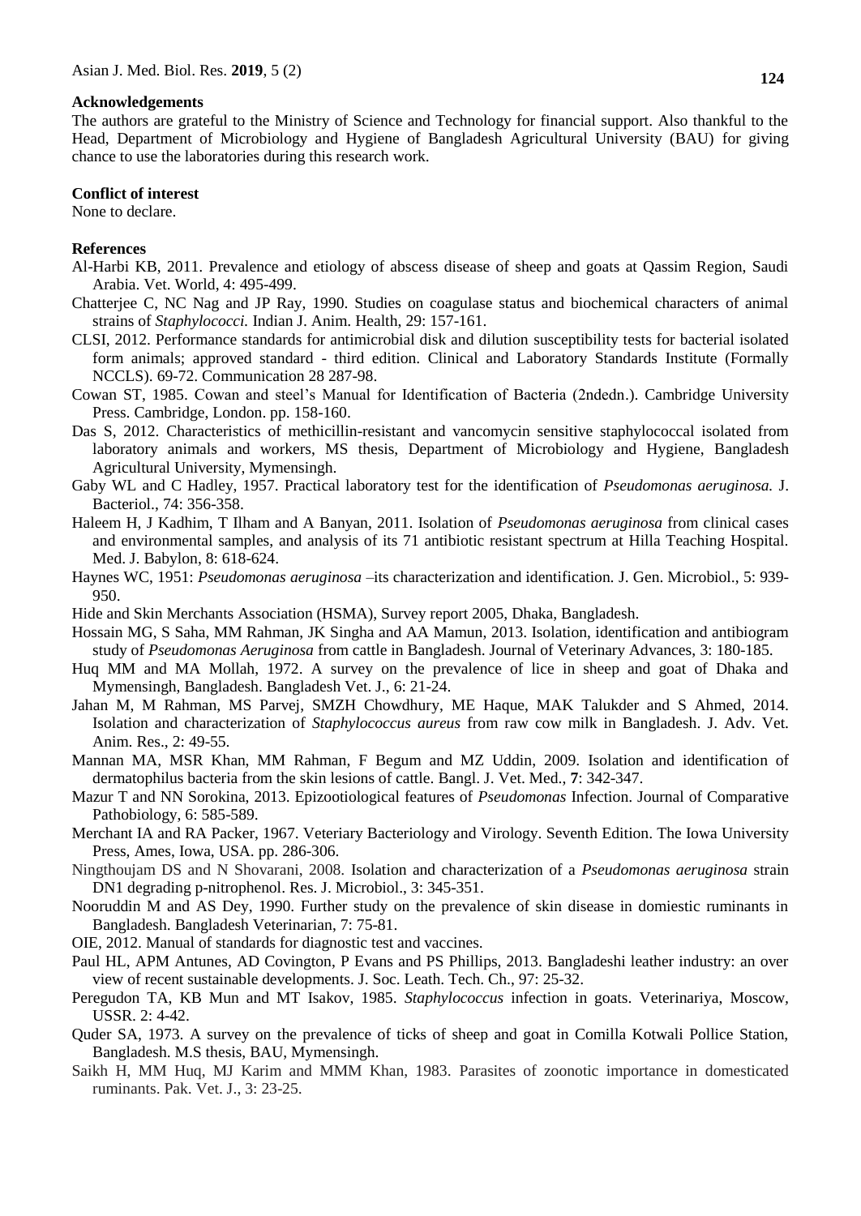### Acknowledgements

The authors are grateful to the Ministry of Science and Technology for financial support. Also thankful to the Head, Department of Microbiology and Hygiene of Bangladesh Agricultural University (BAU) for giving chance to use the laboratories during this research work.

### Conflict of interest

None to declare.

### References

Al-Harbi KB, 2011. Prevalence and etiology of abscess disease of sheep and goats at Qassim Region, Saudi Arabia. Vet. World, 4: 495-499.

Chatterjee C, NC Nag and JP Ray, 1990. Studies on coagulase status and biochemical characters of animal strains of *Staphylococci.* Indian J. Anim. Health, 29: 157-161.

CLSI, 2012. Performance standards for antimicrobial disk and dilution susceptibility tests for bacterial isolated form animals; approved standard - third edition. Clinical and Laboratory Standards Institute (Formally NCCLS). 69-72. Communication 28 287-98.

Cowan ST, 1985. Cowan and steel's Manual for Identification of Bacteria (2ndedn.). Cambridge University Press. Cambridge, London. pp. 158-160.

Das S, 2012. Characteristics of methicillin-resistant and vancomycin sensitive staphylococcal isolated from laboratory animals and workers, MS thesis, Department of Microbiology and Hygiene, Bangladesh Agricultural University, Mymensingh.

Gaby WL and C Hadley, 1957. Practical laboratory test for the identification of *Pseudomonas aeruginosa.* J. Bacteriol., 74: 356-358.

Haleem H, J Kadhim, T Ilham and A Banyan, 2011. Isolation of *Pseudomonas aeruginosa* from clinical cases and environmental samples, and analysis of its 71 antibiotic resistant spectrum at Hilla Teaching Hospital. Med. J. Babylon, 8: 618-624.

Haynes WC, 1951: *Pseudomonas aeruginosa* –its characterization and identification. J. Gen. Microbiol., 5: 939-950.

Hide and Skin Merchants Association (HSMA), Survey report 2005, Dhaka, Bangladesh.

Hossain MG, S Saha, MM Rahman, JK Singha and AA Mamun, 2013. Isolation, identification and antibiogram study of *Pseudomonas Aeruginosa* from cattle in Bangladesh. Journal of Veterinary Advances, 3: 180-185.

Huq MM and MA Mollah, 1972. A survey on the prevalence of lice in sheep and goat of Dhaka and Mymensingh, Bangladesh. Bangladesh Vet. J., 6: 21-24.

Jahan M, M Rahman, MS Parvej, SMZH Chowdhury, ME Haque, MAK Talukder and S Ahmed, 2014. Isolation and characterization of *Staphylococcus aureus* from raw cow milk in Bangladesh. J. Adv. Vet. Anim. Res., 2: 49-55.

Mannan MA, MSR Khan, MM Rahman, F Begum and MZ Uddin, 2009. Isolation and identification of dermatophilus bacteria from the skin lesions of cattle. Bangl. J. Vet. Med., **7**: 342-347.

Mazur T and NN Sorokina, 2013. Epizootiological features of *Pseudomonas* Infection. Journal of Comparative Pathobiology, 6: 585-589.

Merchant IA and RA Packer, 1967. Veteriary Bacteriology and Virology. Seventh Edition. The Iowa University Press, Ames, Iowa, USA. pp. 286-306.

Ningthoujam DS and N Shovarani, 2008. Isolation and characterization of a *Pseudomonas aeruginosa* strain DN1 degrading p-nitrophenol. Res. J. Microbiol., 3: 345-351.

Nooruddin M and AS Dey, 1990. Further study on the prevalence of skin disease in domiestic ruminants in Bangladesh. Bangladesh Veterinarian, 7: 75-81.

OIE, 2012. Manual of standards for diagnostic test and vaccines.

Paul HL, APM Antunes, AD Covington, P Evans and PS Phillips, 2013. Bangladeshi leather industry: an over view of recent sustainable developments. J. Soc. Leath. Tech. Ch., 97: 25-32.

Peregudon TA, KB Mun and MT Isakov, 1985. *Staphylococcus* infection in goats. Veterinariya, Moscow, USSR. 2: 4-42.

Quder SA, 1973. A survey on the prevalence of ticks of sheep and goat in Comilla Kotwali Pollice Station, Bangladesh. M.S thesis, BAU, Mymensingh.

Saikh H, MM Huq, MJ Karim and MMM Khan, 1983. Parasites of zoonotic importance in domesticated ruminants. Pak. Vet. J., 3: 23-25.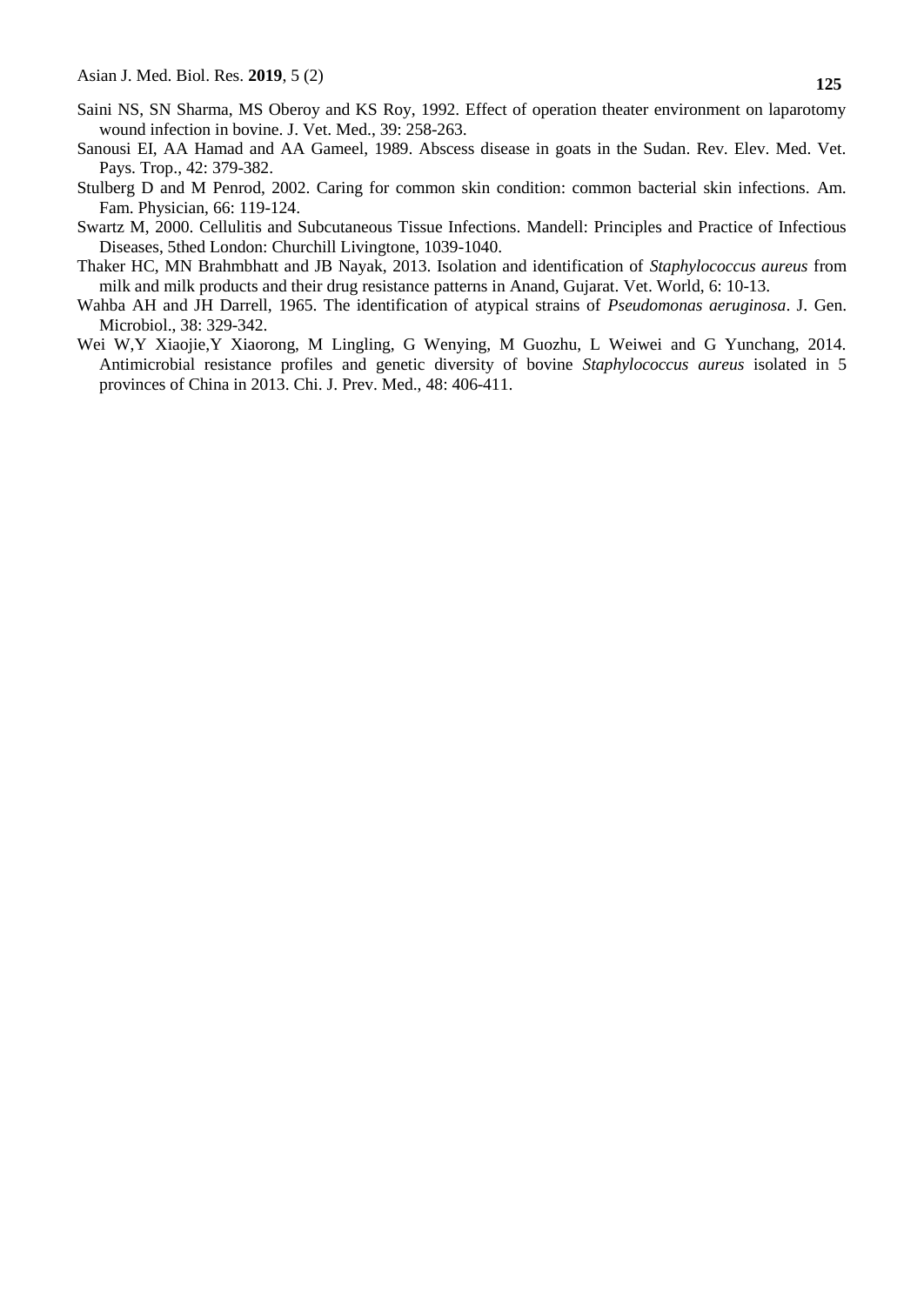Saini NS, SN Sharma, MS Oberoy and KS Roy, 1992. Effect of operation theater environment on laparotomy wound infection in bovine. J. Vet. Med., 39: 258-263.

Sanousi EI, AA Hamad and AA Gameel, 1989. Abscess disease in goats in the Sudan. Rev. Elev. Med. Vet. Pays. Trop., 42: 379-382.

Stulberg D and M Penrod, 2002. Caring for common skin condition: common bacterial skin infections. Am. Fam. Physician, 66: 119-124.

Swartz M, 2000. Cellulitis and Subcutaneous Tissue Infections. Mandell: Principles and Practice of Infectious Diseases, 5thed London: Churchill Livingtone, 1039-1040.

Thaker HC, MN Brahmbhatt and JB Nayak, 2013. Isolation and identification of *Staphylococcus aureus* from milk and milk products and their drug resistance patterns in Anand, Gujarat. Vet. World, 6: 10-13.

Wahba AH and JH Darrell, 1965. The identification of atypical strains of *Pseudomonas aeruginosa*. J. Gen. Microbiol., 38: 329-342.

Wei W,Y Xiaojie,Y Xiaorong, M Lingling, G Wenying, M Guozhu, L Weiwei and G Yunchang, 2014. Antimicrobial resistance profiles and genetic diversity of bovine *Staphylococcus aureus* isolated in 5 provinces of China in 2013. Chi. J. Prev. Med., 48: 406-411.